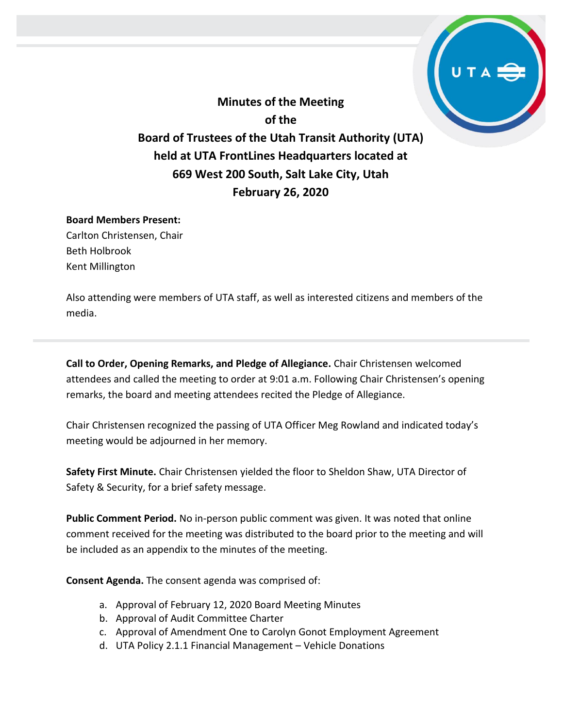# Minutes of the Meeting of the Board of Trustees of the Utah Transit Authority (UTA) held at UTA FrontLines Headquarters located at 669 West 200 South, Salt Lake City, Utah February 26, 2020

**Board Members Present:**
Carlton Christensen, Chair
Beth Holbrook
Kent Millington

Also attending were members of UTA staff, as well as interested citizens and members of the media.

---

**Call to Order, Opening Remarks, and Pledge of Allegiance.** Chair Christensen welcomed attendees and called the meeting to order at 9:01 a.m. Following Chair Christensen's opening remarks, the board and meeting attendees recited the Pledge of Allegiance.

Chair Christensen recognized the passing of UTA Officer Meg Rowland and indicated today's meeting would be adjourned in her memory.

**Safety First Minute.** Chair Christensen yielded the floor to Sheldon Shaw, UTA Director of Safety & Security, for a brief safety message.

**Public Comment Period.** No in-person public comment was given. It was noted that online comment received for the meeting was distributed to the board prior to the meeting and will be included as an appendix to the minutes of the meeting.

**Consent Agenda.** The consent agenda was comprised of:

a. Approval of February 12, 2020 Board Meeting Minutes
b. Approval of Audit Committee Charter
c. Approval of Amendment One to Carolyn Gonot Employment Agreement
d. UTA Policy 2.1.1 Financial Management – Vehicle Donations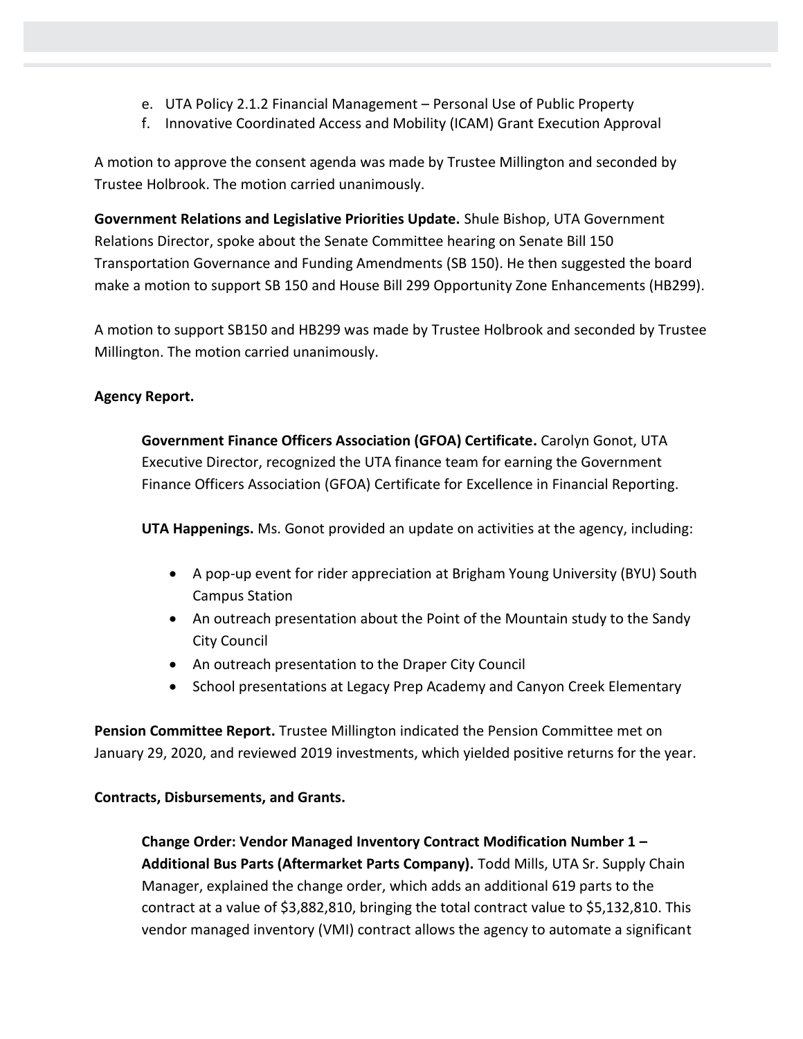e. UTA Policy 2.1.2 Financial Management – Personal Use of Public Property
f. Innovative Coordinated Access and Mobility (ICAM) Grant Execution Approval

A motion to approve the consent agenda was made by Trustee Millington and seconded by Trustee Holbrook. The motion carried unanimously.

**Government Relations and Legislative Priorities Update.** Shule Bishop, UTA Government Relations Director, spoke about the Senate Committee hearing on Senate Bill 150 Transportation Governance and Funding Amendments (SB 150). He then suggested the board make a motion to support SB 150 and House Bill 299 Opportunity Zone Enhancements (HB299).

A motion to support SB150 and HB299 was made by Trustee Holbrook and seconded by Trustee Millington. The motion carried unanimously.

**Agency Report.**

**Government Finance Officers Association (GFOA) Certificate.** Carolyn Gonot, UTA Executive Director, recognized the UTA finance team for earning the Government Finance Officers Association (GFOA) Certificate for Excellence in Financial Reporting.

**UTA Happenings.** Ms. Gonot provided an update on activities at the agency, including:

- A pop-up event for rider appreciation at Brigham Young University (BYU) South Campus Station
- An outreach presentation about the Point of the Mountain study to the Sandy City Council
- An outreach presentation to the Draper City Council
- School presentations at Legacy Prep Academy and Canyon Creek Elementary

**Pension Committee Report.** Trustee Millington indicated the Pension Committee met on January 29, 2020, and reviewed 2019 investments, which yielded positive returns for the year.

**Contracts, Disbursements, and Grants.**

**Change Order: Vendor Managed Inventory Contract Modification Number 1 – Additional Bus Parts (Aftermarket Parts Company).** Todd Mills, UTA Sr. Supply Chain Manager, explained the change order, which adds an additional 619 parts to the contract at a value of $3,882,810, bringing the total contract value to $5,132,810. This vendor managed inventory (VMI) contract allows the agency to automate a significant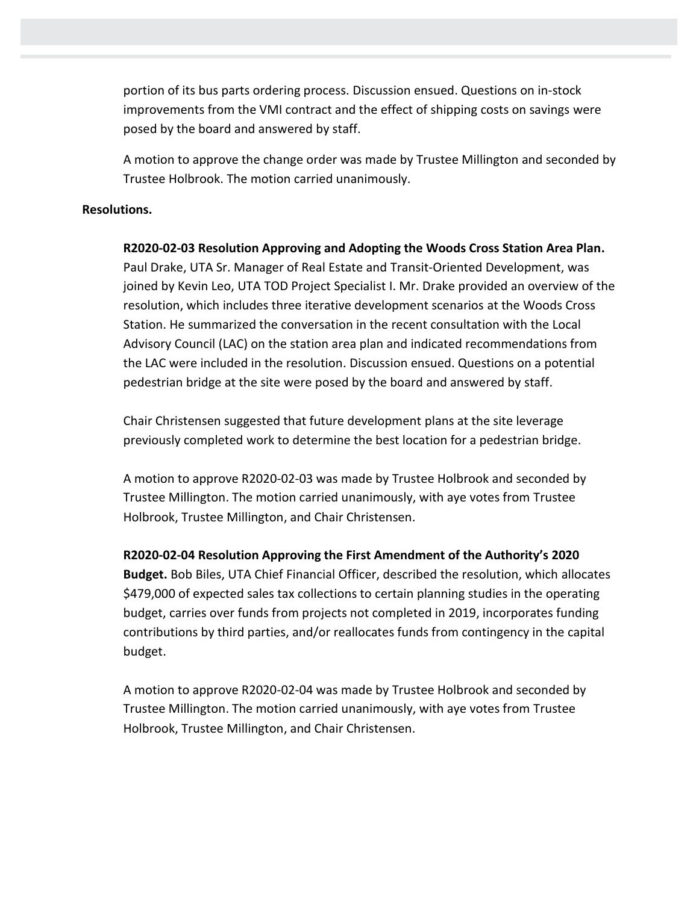portion of its bus parts ordering process. Discussion ensued. Questions on in-stock improvements from the VMI contract and the effect of shipping costs on savings were posed by the board and answered by staff.

A motion to approve the change order was made by Trustee Millington and seconded by Trustee Holbrook. The motion carried unanimously.

**Resolutions.**

**R2020-02-03 Resolution Approving and Adopting the Woods Cross Station Area Plan.** Paul Drake, UTA Sr. Manager of Real Estate and Transit-Oriented Development, was joined by Kevin Leo, UTA TOD Project Specialist I. Mr. Drake provided an overview of the resolution, which includes three iterative development scenarios at the Woods Cross Station. He summarized the conversation in the recent consultation with the Local Advisory Council (LAC) on the station area plan and indicated recommendations from the LAC were included in the resolution. Discussion ensued. Questions on a potential pedestrian bridge at the site were posed by the board and answered by staff.

Chair Christensen suggested that future development plans at the site leverage previously completed work to determine the best location for a pedestrian bridge.

A motion to approve R2020-02-03 was made by Trustee Holbrook and seconded by Trustee Millington. The motion carried unanimously, with aye votes from Trustee Holbrook, Trustee Millington, and Chair Christensen.

**R2020-02-04 Resolution Approving the First Amendment of the Authority's 2020 Budget.** Bob Biles, UTA Chief Financial Officer, described the resolution, which allocates $479,000 of expected sales tax collections to certain planning studies in the operating budget, carries over funds from projects not completed in 2019, incorporates funding contributions by third parties, and/or reallocates funds from contingency in the capital budget.

A motion to approve R2020-02-04 was made by Trustee Holbrook and seconded by Trustee Millington. The motion carried unanimously, with aye votes from Trustee Holbrook, Trustee Millington, and Chair Christensen.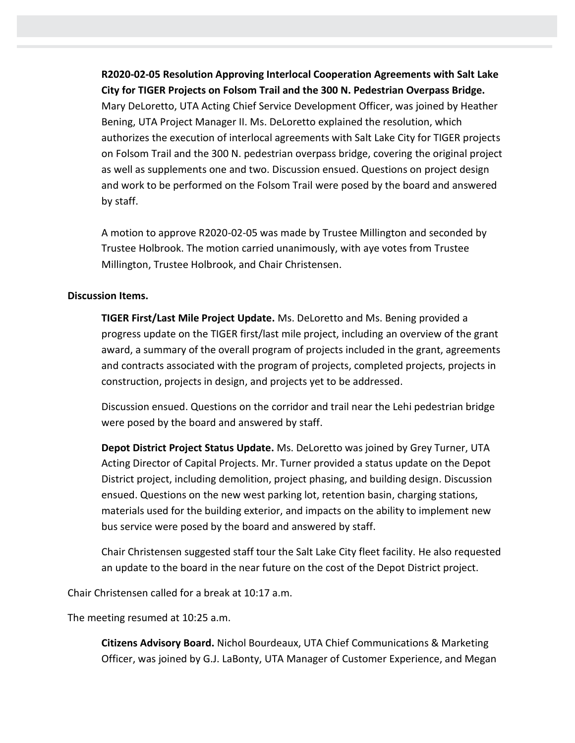**R2020-02-05 Resolution Approving Interlocal Cooperation Agreements with Salt Lake City for TIGER Projects on Folsom Trail and the 300 N. Pedestrian Overpass Bridge.** Mary DeLoretto, UTA Acting Chief Service Development Officer, was joined by Heather Bening, UTA Project Manager II. Ms. DeLoretto explained the resolution, which authorizes the execution of interlocal agreements with Salt Lake City for TIGER projects on Folsom Trail and the 300 N. pedestrian overpass bridge, covering the original project as well as supplements one and two. Discussion ensued. Questions on project design and work to be performed on the Folsom Trail were posed by the board and answered by staff.

A motion to approve R2020-02-05 was made by Trustee Millington and seconded by Trustee Holbrook. The motion carried unanimously, with aye votes from Trustee Millington, Trustee Holbrook, and Chair Christensen.

**Discussion Items.**

**TIGER First/Last Mile Project Update.** Ms. DeLoretto and Ms. Bening provided a progress update on the TIGER first/last mile project, including an overview of the grant award, a summary of the overall program of projects included in the grant, agreements and contracts associated with the program of projects, completed projects, projects in construction, projects in design, and projects yet to be addressed.

Discussion ensued. Questions on the corridor and trail near the Lehi pedestrian bridge were posed by the board and answered by staff.

**Depot District Project Status Update.** Ms. DeLoretto was joined by Grey Turner, UTA Acting Director of Capital Projects. Mr. Turner provided a status update on the Depot District project, including demolition, project phasing, and building design. Discussion ensued. Questions on the new west parking lot, retention basin, charging stations, materials used for the building exterior, and impacts on the ability to implement new bus service were posed by the board and answered by staff.

Chair Christensen suggested staff tour the Salt Lake City fleet facility. He also requested an update to the board in the near future on the cost of the Depot District project.

Chair Christensen called for a break at 10:17 a.m.

The meeting resumed at 10:25 a.m.

**Citizens Advisory Board.** Nichol Bourdeaux, UTA Chief Communications & Marketing Officer, was joined by G.J. LaBonty, UTA Manager of Customer Experience, and Megan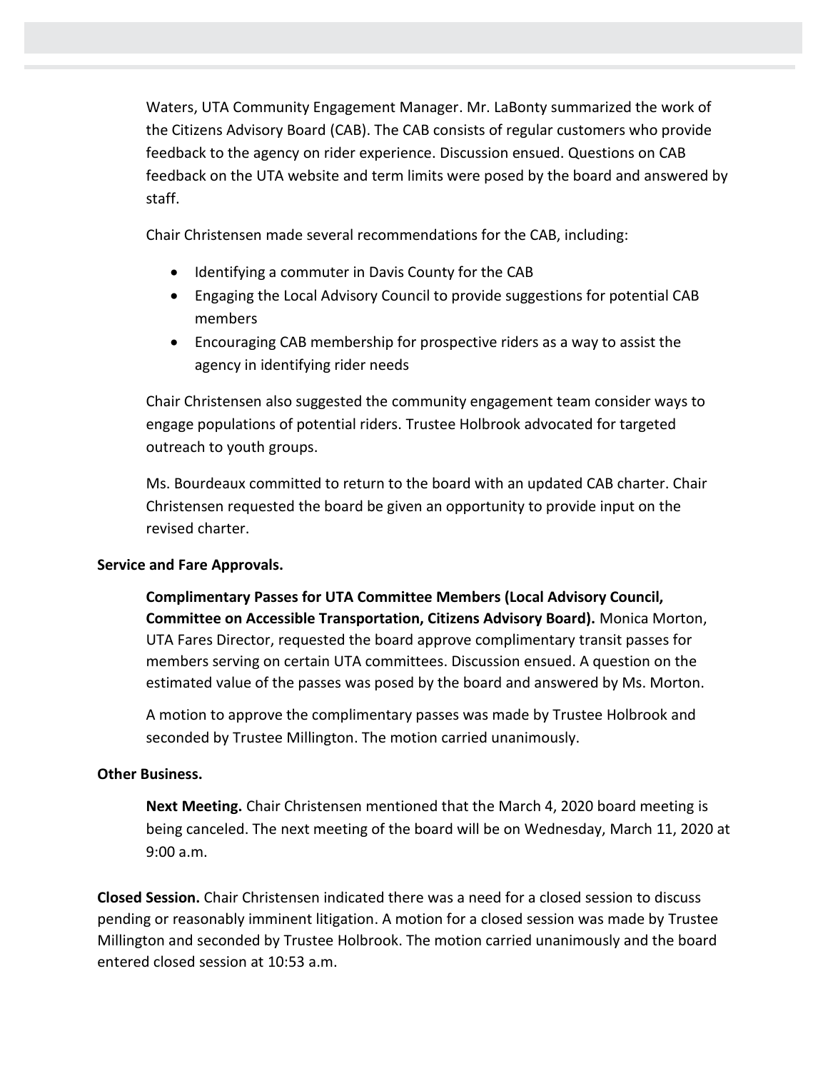Waters, UTA Community Engagement Manager. Mr. LaBonty summarized the work of the Citizens Advisory Board (CAB). The CAB consists of regular customers who provide feedback to the agency on rider experience. Discussion ensued. Questions on CAB feedback on the UTA website and term limits were posed by the board and answered by staff.

Chair Christensen made several recommendations for the CAB, including:

- Identifying a commuter in Davis County for the CAB
- Engaging the Local Advisory Council to provide suggestions for potential CAB members
- Encouraging CAB membership for prospective riders as a way to assist the agency in identifying rider needs

Chair Christensen also suggested the community engagement team consider ways to engage populations of potential riders. Trustee Holbrook advocated for targeted outreach to youth groups.

Ms. Bourdeaux committed to return to the board with an updated CAB charter. Chair Christensen requested the board be given an opportunity to provide input on the revised charter.

**Service and Fare Approvals.**

**Complimentary Passes for UTA Committee Members (Local Advisory Council, Committee on Accessible Transportation, Citizens Advisory Board).** Monica Morton, UTA Fares Director, requested the board approve complimentary transit passes for members serving on certain UTA committees. Discussion ensued. A question on the estimated value of the passes was posed by the board and answered by Ms. Morton.

A motion to approve the complimentary passes was made by Trustee Holbrook and seconded by Trustee Millington. The motion carried unanimously.

**Other Business.**

**Next Meeting.** Chair Christensen mentioned that the March 4, 2020 board meeting is being canceled. The next meeting of the board will be on Wednesday, March 11, 2020 at 9:00 a.m.

**Closed Session.** Chair Christensen indicated there was a need for a closed session to discuss pending or reasonably imminent litigation. A motion for a closed session was made by Trustee Millington and seconded by Trustee Holbrook. The motion carried unanimously and the board entered closed session at 10:53 a.m.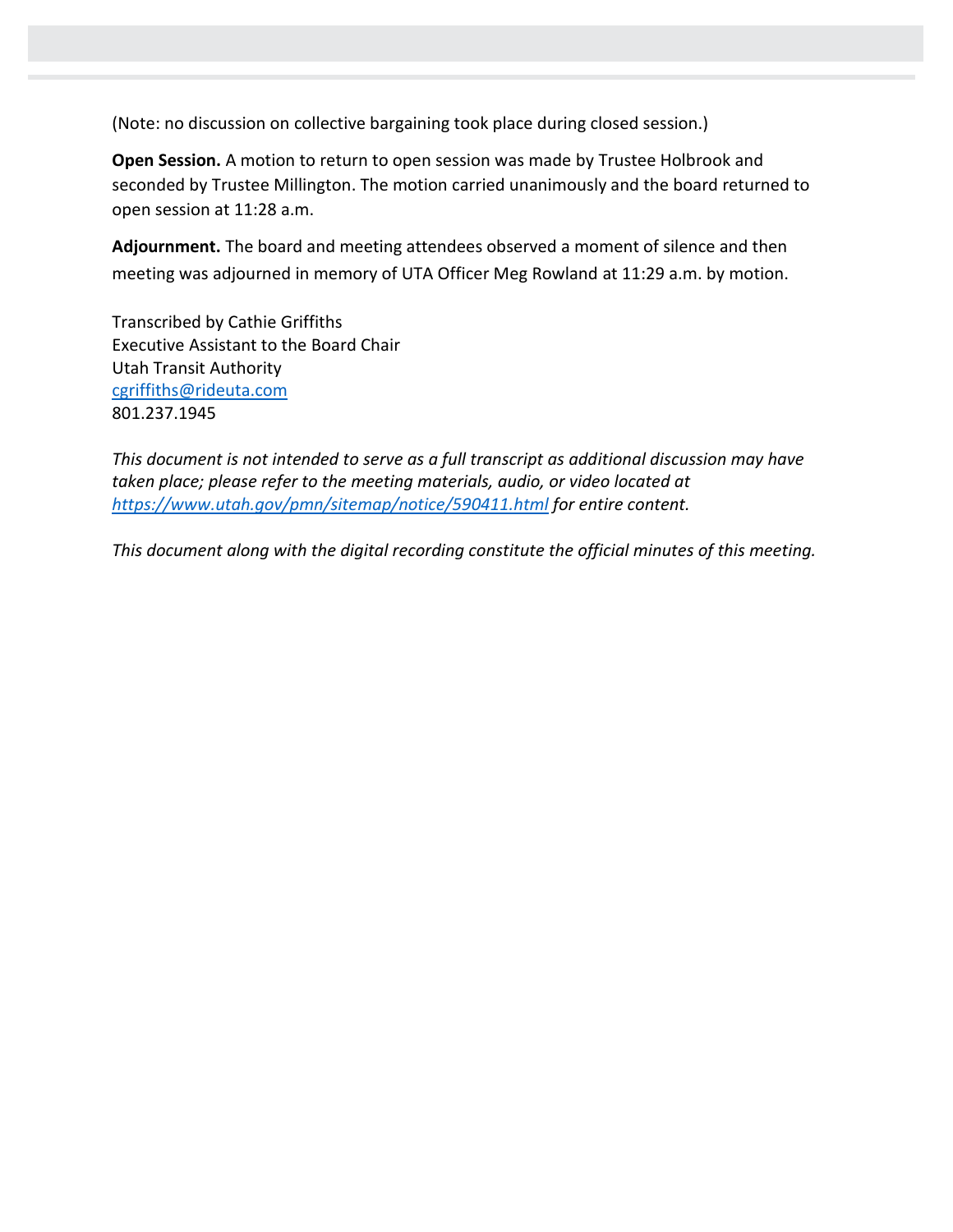(Note: no discussion on collective bargaining took place during closed session.)

**Open Session.** A motion to return to open session was made by Trustee Holbrook and seconded by Trustee Millington. The motion carried unanimously and the board returned to open session at 11:28 a.m.

**Adjournment.** The board and meeting attendees observed a moment of silence and then meeting was adjourned in memory of UTA Officer Meg Rowland at 11:29 a.m. by motion.

Transcribed by Cathie Griffiths
Executive Assistant to the Board Chair
Utah Transit Authority
cgriffiths@rideuta.com
801.237.1945

*This document is not intended to serve as a full transcript as additional discussion may have taken place; please refer to the meeting materials, audio, or video located at https://www.utah.gov/pmn/sitemap/notice/590411.html for entire content.*

*This document along with the digital recording constitute the official minutes of this meeting.*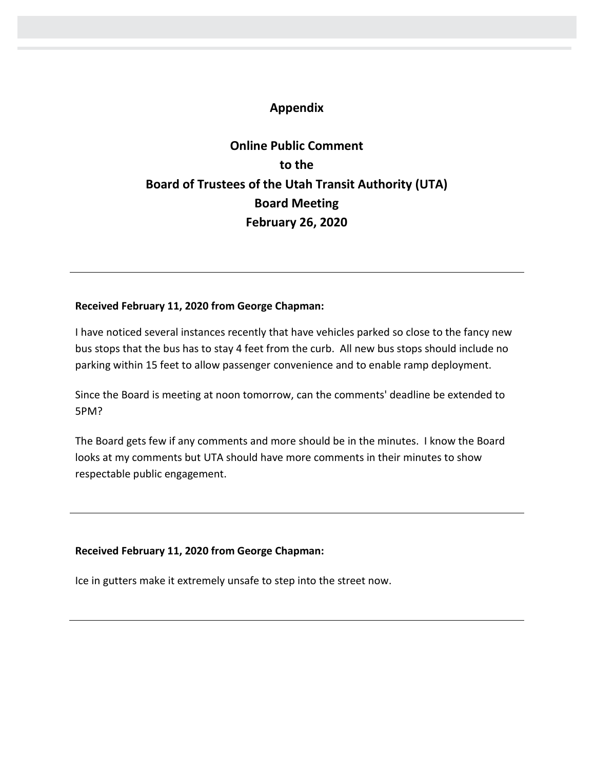## Appendix

## Online Public Comment to the Board of Trustees of the Utah Transit Authority (UTA) Board Meeting February 26, 2020

---

**Received February 11, 2020 from George Chapman:**

I have noticed several instances recently that have vehicles parked so close to the fancy new bus stops that the bus has to stay 4 feet from the curb. All new bus stops should include no parking within 15 feet to allow passenger convenience and to enable ramp deployment.

Since the Board is meeting at noon tomorrow, can the comments' deadline be extended to 5PM?

The Board gets few if any comments and more should be in the minutes. I know the Board looks at my comments but UTA should have more comments in their minutes to show respectable public engagement.

---

**Received February 11, 2020 from George Chapman:**

Ice in gutters make it extremely unsafe to step into the street now.

---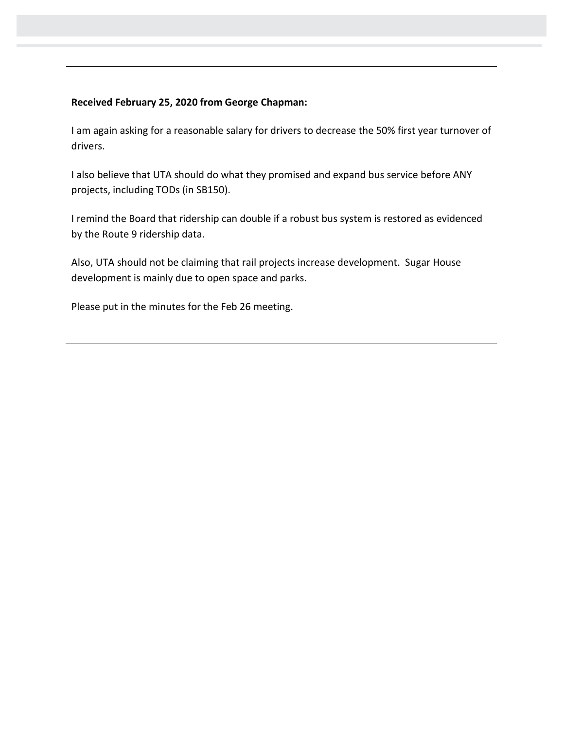**Received February 25, 2020 from George Chapman:**

I am again asking for a reasonable salary for drivers to decrease the 50% first year turnover of drivers.

I also believe that UTA should do what they promised and expand bus service before ANY projects, including TODs (in SB150).

I remind the Board that ridership can double if a robust bus system is restored as evidenced by the Route 9 ridership data.

Also, UTA should not be claiming that rail projects increase development. Sugar House development is mainly due to open space and parks.

Please put in the minutes for the Feb 26 meeting.